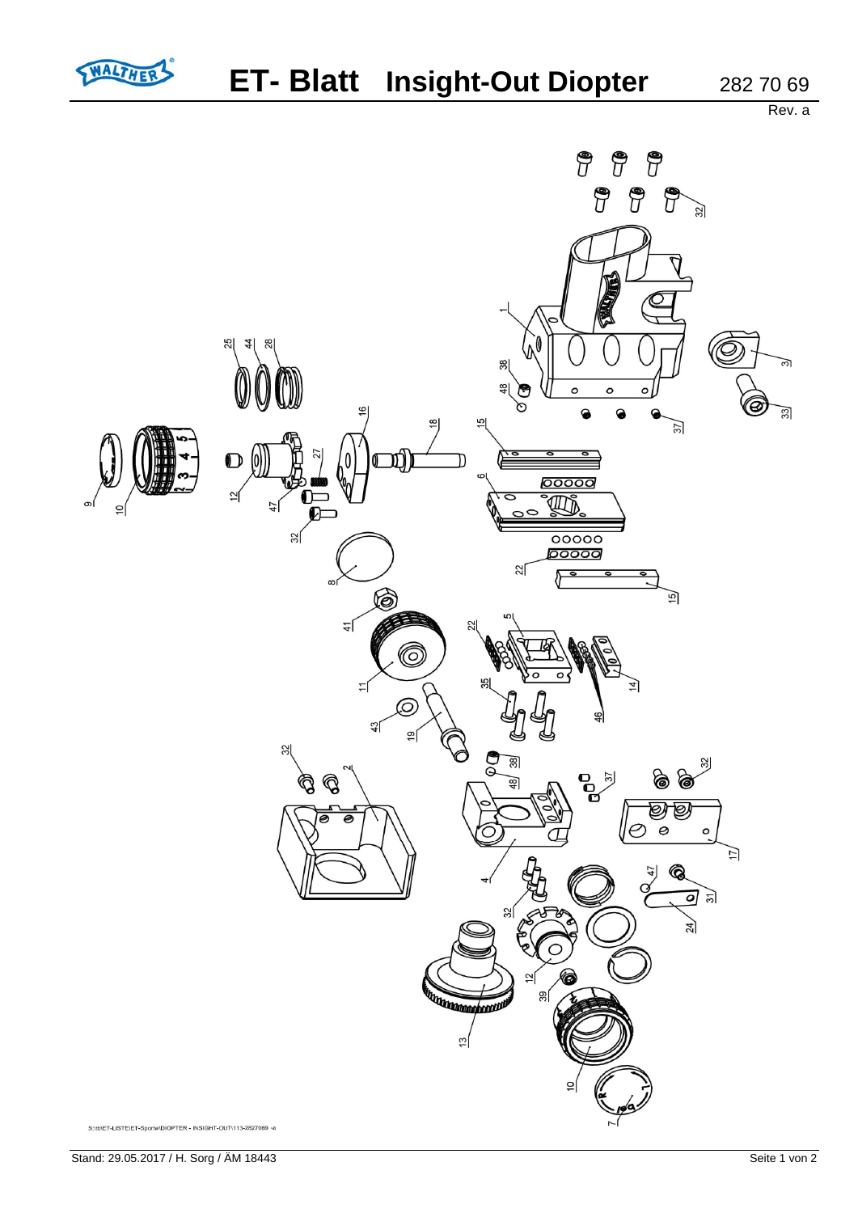# ET- Blatt Insight-Out Diopter

282 70 69

Rev. a

S:\tb\ET-LISTE\ET-Sportw\DIOPTER - INSIGHT-OUT\113-2827069 -a

Stand: 29.05.2017 / H. Sorg / ÄM 18443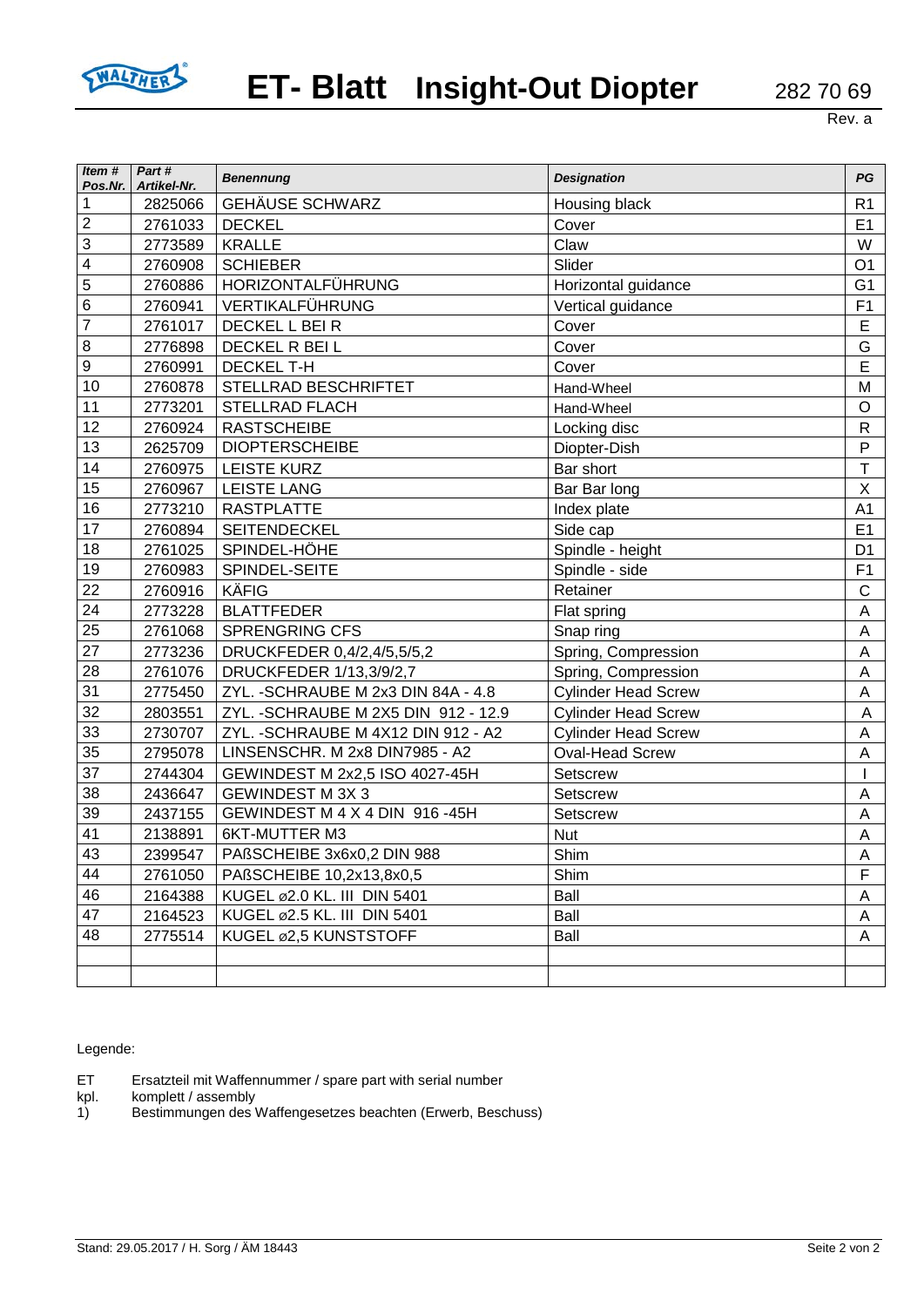# ET- Blatt Insight-Out Diopter

282 70 69

Rev. a

| Item # Pos.Nr. | Part # Artikel-Nr. | Benennung | Designation | PG |
|---|---|---|---|---|
| 1 | 2825066 | GEHÄUSE SCHWARZ | Housing black | R1 |
| 2 | 2761033 | DECKEL | Cover | E1 |
| 3 | 2773589 | KRALLE | Claw | W |
| 4 | 2760908 | SCHIEBER | Slider | O1 |
| 5 | 2760886 | HORIZONTALFÜHRUNG | Horizontal guidance | G1 |
| 6 | 2760941 | VERTIKALFÜHRUNG | Vertical guidance | F1 |
| 7 | 2761017 | DECKEL L BEI R | Cover | E |
| 8 | 2776898 | DECKEL R BEI L | Cover | G |
| 9 | 2760991 | DECKEL T-H | Cover | E |
| 10 | 2760878 | STELLRAD BESCHRIFTET | Hand-Wheel | M |
| 11 | 2773201 | STELLRAD FLACH | Hand-Wheel | O |
| 12 | 2760924 | RASTSCHEIBE | Locking disc | R |
| 13 | 2625709 | DIOPTERSCHEIBE | Diopter-Dish | P |
| 14 | 2760975 | LEISTE KURZ | Bar short | T |
| 15 | 2760967 | LEISTE LANG | Bar Bar long | X |
| 16 | 2773210 | RASTPLATTE | Index plate | A1 |
| 17 | 2760894 | SEITENDECKEL | Side cap | E1 |
| 18 | 2761025 | SPINDEL-HÖHE | Spindle - height | D1 |
| 19 | 2760983 | SPINDEL-SEITE | Spindle - side | F1 |
| 22 | 2760916 | KÄFIG | Retainer | C |
| 24 | 2773228 | BLATTFEDER | Flat spring | A |
| 25 | 2761068 | SPRENGRING CFS | Snap ring | A |
| 27 | 2773236 | DRUCKFEDER 0,4/2,4/5,5/5,2 | Spring, Compression | A |
| 28 | 2761076 | DRUCKFEDER 1/13,3/9/2,7 | Spring, Compression | A |
| 31 | 2775450 | ZYL. -SCHRAUBE M 2x3 DIN 84A - 4.8 | Cylinder Head Screw | A |
| 32 | 2803551 | ZYL. -SCHRAUBE M 2X5 DIN 912 - 12.9 | Cylinder Head Screw | A |
| 33 | 2730707 | ZYL. -SCHRAUBE M 4X12 DIN 912 - A2 | Cylinder Head Screw | A |
| 35 | 2795078 | LINSENSCHR. M 2x8 DIN7985 - A2 | Oval-Head Screw | A |
| 37 | 2744304 | GEWINDEST M 2x2,5 ISO 4027-45H | Setscrew | I |
| 38 | 2436647 | GEWINDEST M 3X 3 | Setscrew | A |
| 39 | 2437155 | GEWINDEST M 4 X 4 DIN 916 -45H | Setscrew | A |
| 41 | 2138891 | 6KT-MUTTER M3 | Nut | A |
| 43 | 2399547 | PAßSCHEIBE 3x6x0,2 DIN 988 | Shim | A |
| 44 | 2761050 | PAßSCHEIBE 10,2x13,8x0,5 | Shim | F |
| 46 | 2164388 | KUGEL ø2.0 KL. III DIN 5401 | Ball | A |
| 47 | 2164523 | KUGEL ø2.5 KL. III DIN 5401 | Ball | A |
| 48 | 2775514 | KUGEL ø2,5 KUNSTSTOFF | Ball | A |
| | | | | |
| | | | | |

Legende:

ET Ersatzteil mit Waffennummer / spare part with serial number

kpl. komplett / assembly

1) Bestimmungen des Waffengesetzes beachten (Erwerb, Beschuss)

Stand: 29.05.2017 / H. Sorg / ÄM 18443